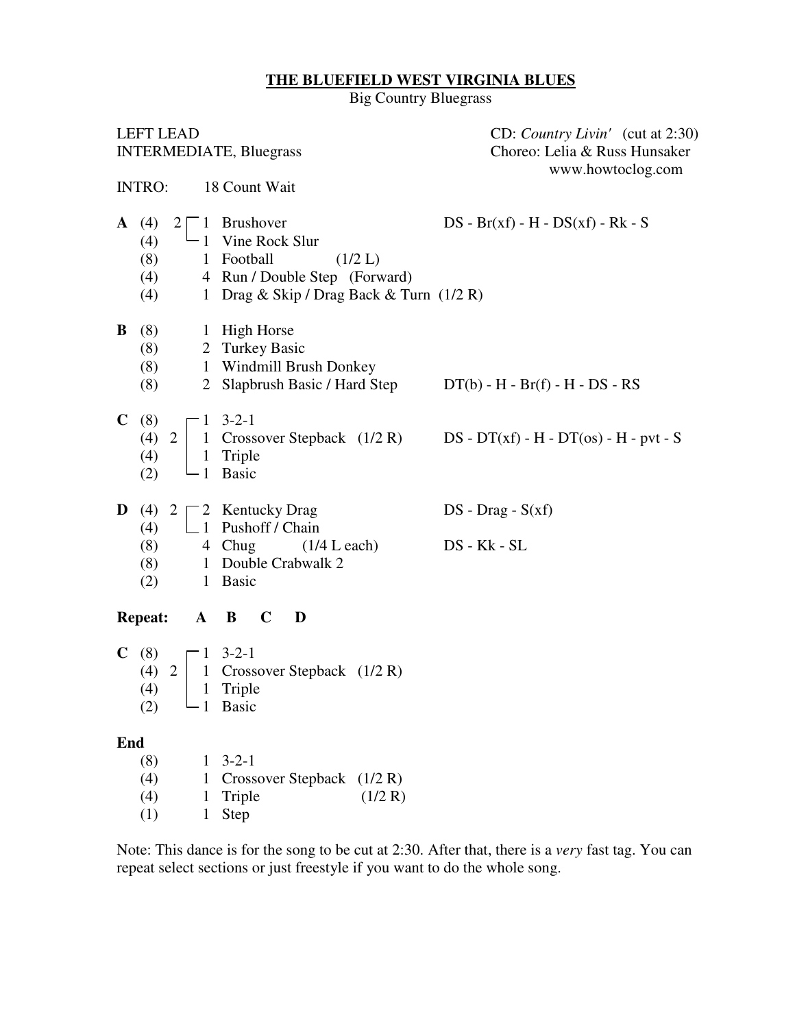# THE BLUEFIELD WEST VIRGINIA BLUES

Big Country Bluegrass

LEFT LEAD
INTERMEDIATE, Bluegrass

CD: *Country Livin'* (cut at 2:30)
Choreo: Lelia & Russ Hunsaker
www.howtoclog.com

INTRO: 18 Count Wait

**A**

| Counts | Group | Reps | Step | Turn | Notes |
|---|---|---|---|---|---|
| (4) | 2 | 1 | Brushover | | DS - Br(xf) - H - DS(xf) - Rk - S |
| (4) | | 1 | Vine Rock Slur | | |
| (8) | | 1 | Football | (1/2 L) | |
| (4) | | 4 | Run / Double Step (Forward) | | |
| (4) | | 1 | Drag & Skip / Drag Back & Turn | (1/2 R) | |

**B**

| Counts | Reps | Step | Notes |
|---|---|---|---|
| (8) | 1 | High Horse | |
| (8) | 2 | Turkey Basic | |
| (8) | 1 | Windmill Brush Donkey | |
| (8) | 2 | Slapbrush Basic / Hard Step | DT(b) - H - Br(f) - H - DS - RS |

**C**

| Counts | Group | Reps | Step | Turn | Notes |
|---|---|---|---|---|---|
| (8) | 2 | 1 | 3-2-1 | | |
| (4) | | 1 | Crossover Stepback | (1/2 R) | DS - DT(xf) - H - DT(os) - H - pvt - S |
| (4) | | 1 | Triple | | |
| (2) | | 1 | Basic | | |

**D**

| Counts | Group | Reps | Step | Turn | Notes |
|---|---|---|---|---|---|
| (4) | 2 | 2 | Kentucky Drag | | DS - Drag - S(xf) |
| (4) | | 1 | Pushoff / Chain | | |
| (8) | | 4 | Chug | (1/4 L each) | DS - Kk - SL |
| (8) | | 1 | Double Crabwalk 2 | | |
| (2) | | 1 | Basic | | |

**Repeat: A B C D**

**C**

| Counts | Group | Reps | Step | Turn |
|---|---|---|---|---|
| (8) | 2 | 1 | 3-2-1 | |
| (4) | | 1 | Crossover Stepback | (1/2 R) |
| (4) | | 1 | Triple | |
| (2) | | 1 | Basic | |

**End**

| Counts | Reps | Step | Turn |
|---|---|---|---|
| (8) | 1 | 3-2-1 | |
| (4) | 1 | Crossover Stepback | (1/2 R) |
| (4) | 1 | Triple | (1/2 R) |
| (1) | 1 | Step | |

Note: This dance is for the song to be cut at 2:30. After that, there is a *very* fast tag. You can repeat select sections or just freestyle if you want to do the whole song.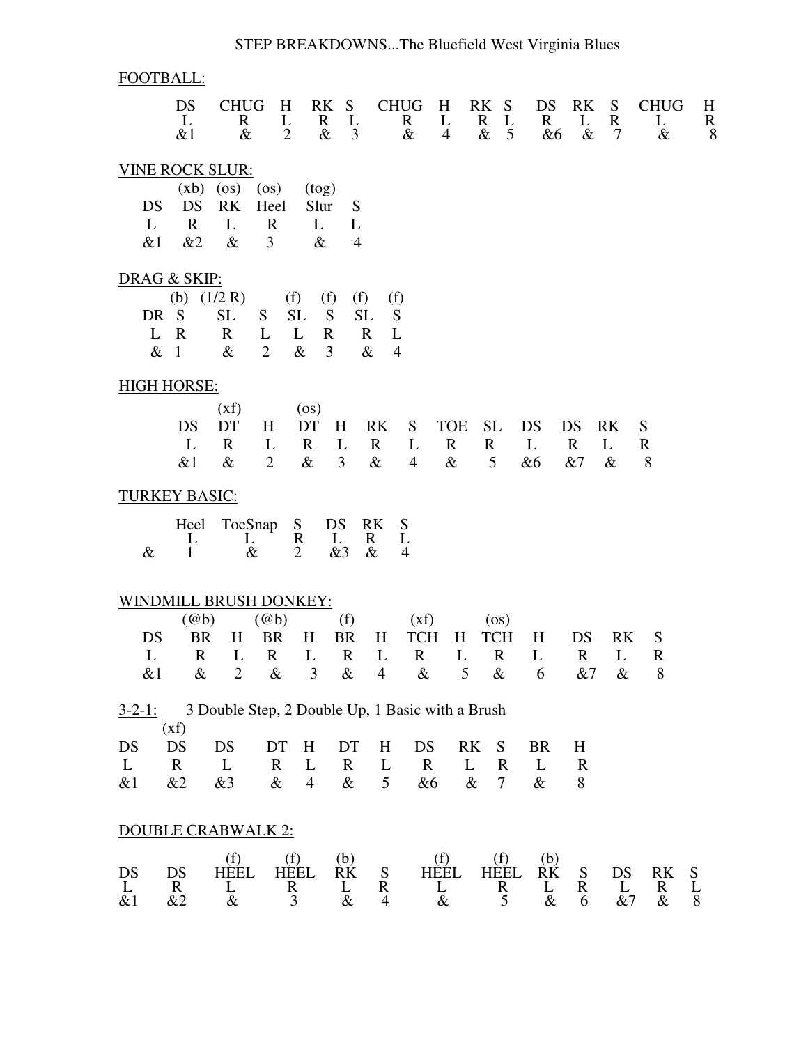STEP BREAKDOWNS...The Bluefield West Virginia Blues

FOOTBALL:

| | | | | | | | | | | | | | | | | |
|---|---|---|---|---|---|---|---|---|---|---|---|---|---|---|---|---|
| DS | CHUG | H | RK | S | CHUG | H | RK | S | DS | RK | S | CHUG | H |
| L | R | L | R | L | R | L | R | L | R | L | R | L | R |
| &1 | & | 2 | & | 3 | & | 4 | & | 5 | &6 | & | 7 | & | 8 |

VINE ROCK SLUR:

| | | | | | |
|---|---|---|---|---|---|
| | (xb) | (os) | (os) | (tog) | |
| DS | DS | RK | Heel | Slur | S |
| L | R | L | R | L | L |
| &1 | &2 | & | 3 | & | 4 |

DRAG & SKIP:

| | | | | | | | |
|---|---|---|---|---|---|---|---|
| | (b) | (1/2 R) | | (f) | (f) | (f) | (f) |
| DR | S | SL | S | SL | S | SL | S |
| L | R | R | L | L | R | R | L |
| & | 1 | & | 2 | & | 3 | & | 4 |

HIGH HORSE:

| | | | | | | | | | | | | |
|---|---|---|---|---|---|---|---|---|---|---|---|---|
| | (xf) | | (os) | | | | | | | | | |
| DS | DT | H | DT | H | RK | S | TOE | SL | DS | DS | RK | S |
| L | R | L | R | L | R | L | R | R | L | R | L | R |
| &1 | & | 2 | & | 3 | & | 4 | & | 5 | &6 | &7 | & | 8 |

TURKEY BASIC:

| | | | | | | |
|---|---|---|---|---|---|---|
| | Heel | ToeSnap | S | DS | RK | S |
| | L | L | R | L | R | L |
| & | 1 | & | 2 | &3 | & | 4 |

WINDMILL BRUSH DONKEY:

| | | | | | | | | | | | | | |
|---|---|---|---|---|---|---|---|---|---|---|---|---|---|
| | (@b) | | (@b) | | (f) | | (xf) | | (os) | | | | |
| DS | BR | H | BR | H | BR | H | TCH | H | TCH | H | DS | RK | S |
| L | R | L | R | L | R | L | R | L | R | L | R | L | R |
| &1 | & | 2 | & | 3 | & | 4 | & | 5 | & | 6 | &7 | & | 8 |

3-2-1: 3 Double Step, 2 Double Up, 1 Basic with a Brush

| | | | | | | | | | | | |
|---|---|---|---|---|---|---|---|---|---|---|---|
| | (xf) | | | | | | | | | | |
| DS | DS | DS | DT | H | DT | H | DS | RK | S | BR | H |
| L | R | L | R | L | R | L | R | L | R | L | R |
| &1 | &2 | &3 | & | 4 | & | 5 | &6 | & | 7 | & | 8 |

DOUBLE CRABWALK 2:

| | | | | | | | | | | | | |
|---|---|---|---|---|---|---|---|---|---|---|---|---|
| | | (f) | (f) | (b) | | (f) | (f) | (b) | | | | |
| DS | DS | HEEL | HEEL | RK | S | HEEL | HEEL | RK | S | DS | RK | S |
| L | R | L | R | L | R | L | R | L | R | L | R | L |
| &1 | &2 | & | 3 | & | 4 | & | 5 | & | 6 | &7 | & | 8 |